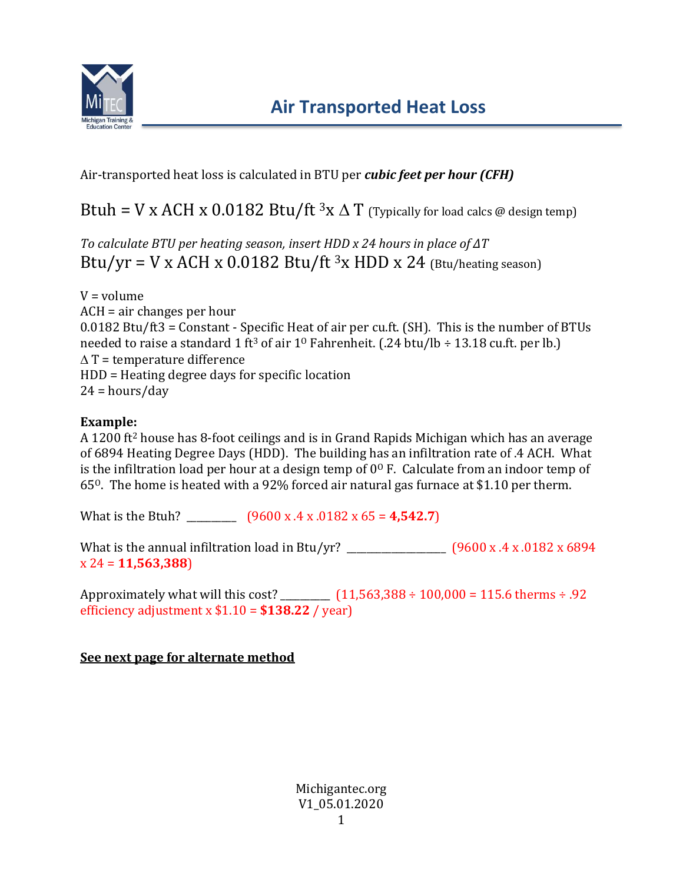# Air Transported Heat Loss

Air-transported heat loss is calculated in BTU per ***cubic feet per hour (CFH)***

$$\text{Btuh} = V \times ACH \times 0.0182\ \text{Btu/ft}^3 \times \Delta T$$ (Typically for load calcs @ design temp)

*To calculate BTU per heating season, insert HDD x 24 hours in place of ΔT*

$$\text{Btu/yr} = V \times ACH \times 0.0182\ \text{Btu/ft}^3 \times HDD \times 24$$ (Btu/heating season)

V = volume
ACH = air changes per hour
0.0182 Btu/ft3 = Constant - Specific Heat of air per cu.ft. (SH). This is the number of BTUs needed to raise a standard 1 $ft^3$ of air $1^0$ Fahrenheit. (.24 btu/lb ÷ 13.18 cu.ft. per lb.)
$\Delta$ T = temperature difference
HDD = Heating degree days for specific location
24 = hours/day

**Example:**
A 1200 $ft^2$ house has 8-foot ceilings and is in Grand Rapids Michigan which has an average of 6894 Heating Degree Days (HDD). The building has an infiltration rate of .4 ACH. What is the infiltration load per hour at a design temp of $0^0$ F. Calculate from an indoor temp of $65^0$. The home is heated with a 92% forced air natural gas furnace at $1.10 per therm.

What is the Btuh? ________ (9600 x .4 x .0182 x 65 = **4,542.7**)

What is the annual infiltration load in Btu/yr? ________________ (9600 x .4 x .0182 x 6894 x 24 = **11,563,388**)

Approximately what will this cost? ________ (11,563,388 ÷ 100,000 = 115.6 therms ÷ .92 efficiency adjustment x $1.10 = **$138.22** / year)

**<u>See next page for alternate method</u>**

Michigantec.org
V1_05.01.2020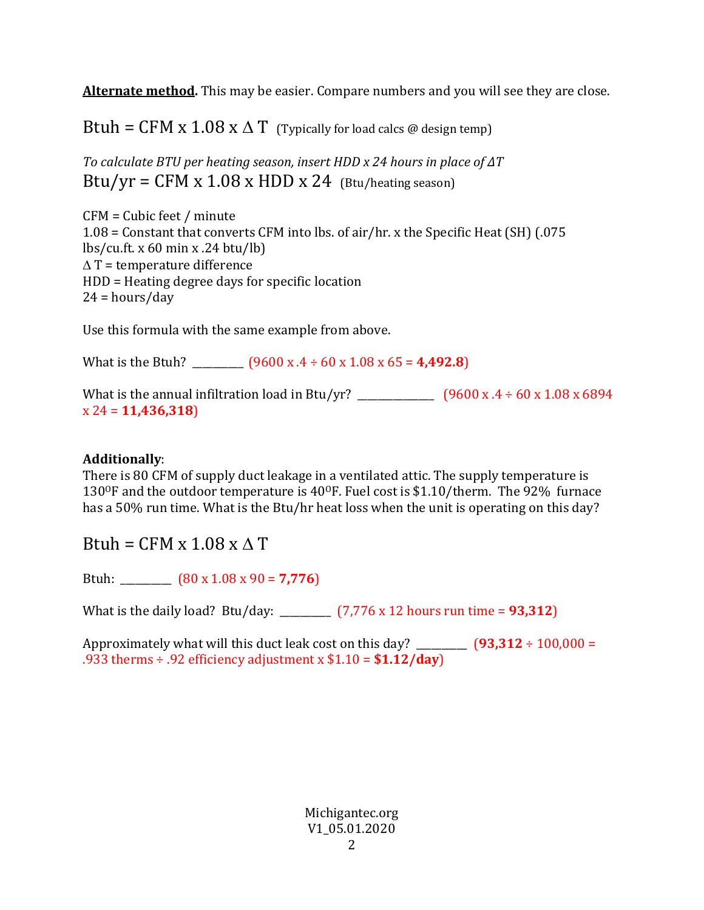**Alternate method.** This may be easier. Compare numbers and you will see they are close.

$$\text{Btuh} = \text{CFM} \times 1.08 \times \Delta T$$ (Typically for load calcs @ design temp)

*To calculate BTU per heating season, insert HDD x 24 hours in place of ΔT*

$$\text{Btu/yr} = \text{CFM} \times 1.08 \times \text{HDD} \times 24$$ (Btu/heating season)

CFM = Cubic feet / minute
1.08 = Constant that converts CFM into lbs. of air/hr. x the Specific Heat (SH) (.075 lbs/cu.ft. x 60 min x .24 btu/lb)
$\Delta T$ = temperature difference
HDD = Heating degree days for specific location
24 = hours/day

Use this formula with the same example from above.

What is the Btuh? _________ (9600 x .4 ÷ 60 x 1.08 x 65 = **4,492.8**)

What is the annual infiltration load in Btu/yr? ______________ (9600 x .4 ÷ 60 x 1.08 x 6894 x 24 = **11,436,318**)

**Additionally**:
There is 80 CFM of supply duct leakage in a ventilated attic. The supply temperature is 130$^{O}$F and the outdoor temperature is 40$^{O}$F. Fuel cost is $1.10/therm. The 92% furnace has a 50% run time. What is the Btu/hr heat loss when the unit is operating on this day?

$$\text{Btuh} = \text{CFM} \times 1.08 \times \Delta T$$

Btuh: _________ (80 x 1.08 x 90 = **7,776**)

What is the daily load? Btu/day: _________ (7,776 x 12 hours run time = **93,312**)

Approximately what will this duct leak cost on this day? _________ (**93,312** ÷ 100,000 = .933 therms ÷ .92 efficiency adjustment x $1.10 = **$1.12/day**)